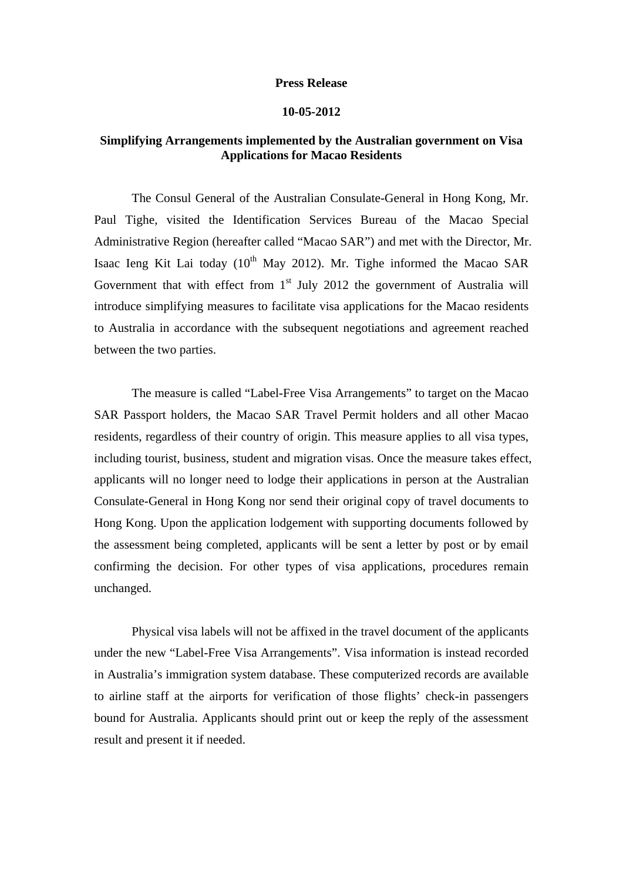**Press Release**

**10-05-2012**

**Simplifying Arrangements implemented by the Australian government on Visa Applications for Macao Residents**

The Consul General of the Australian Consulate-General in Hong Kong, Mr. Paul Tighe, visited the Identification Services Bureau of the Macao Special Administrative Region (hereafter called "Macao SAR") and met with the Director, Mr. Isaac Ieng Kit Lai today (10th May 2012). Mr. Tighe informed the Macao SAR Government that with effect from 1st July 2012 the government of Australia will introduce simplifying measures to facilitate visa applications for the Macao residents to Australia in accordance with the subsequent negotiations and agreement reached between the two parties.

The measure is called "Label-Free Visa Arrangements" to target on the Macao SAR Passport holders, the Macao SAR Travel Permit holders and all other Macao residents, regardless of their country of origin. This measure applies to all visa types, including tourist, business, student and migration visas. Once the measure takes effect, applicants will no longer need to lodge their applications in person at the Australian Consulate-General in Hong Kong nor send their original copy of travel documents to Hong Kong. Upon the application lodgement with supporting documents followed by the assessment being completed, applicants will be sent a letter by post or by email confirming the decision. For other types of visa applications, procedures remain unchanged.

Physical visa labels will not be affixed in the travel document of the applicants under the new "Label-Free Visa Arrangements". Visa information is instead recorded in Australia's immigration system database. These computerized records are available to airline staff at the airports for verification of those flights' check-in passengers bound for Australia. Applicants should print out or keep the reply of the assessment result and present it if needed.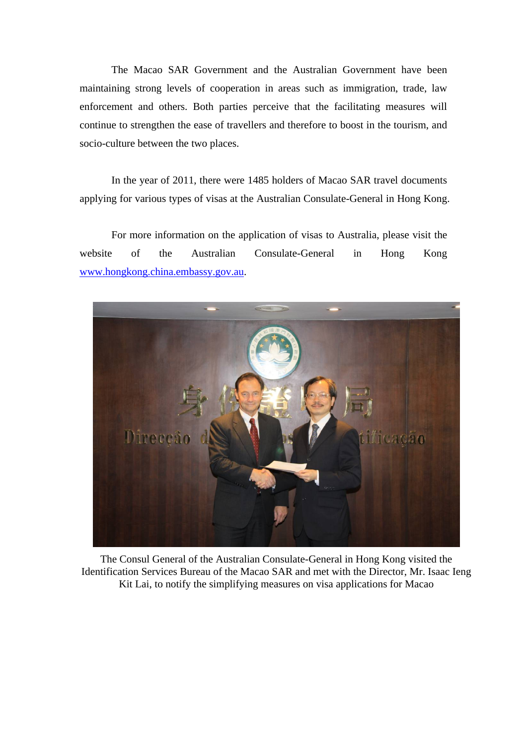The Macao SAR Government and the Australian Government have been maintaining strong levels of cooperation in areas such as immigration, trade, law enforcement and others. Both parties perceive that the facilitating measures will continue to strengthen the ease of travellers and therefore to boost in the tourism, and socio-culture between the two places.

In the year of 2011, there were 1485 holders of Macao SAR travel documents applying for various types of visas at the Australian Consulate-General in Hong Kong.

For more information on the application of visas to Australia, please visit the website of the Australian Consulate-General in Hong Kong [www.hongkong.china.embassy.gov.au](www.hongkong.china.embassy.gov.au).

The Consul General of the Australian Consulate-General in Hong Kong visited the Identification Services Bureau of the Macao SAR and met with the Director, Mr. Isaac Ieng Kit Lai, to notify the simplifying measures on visa applications for Macao